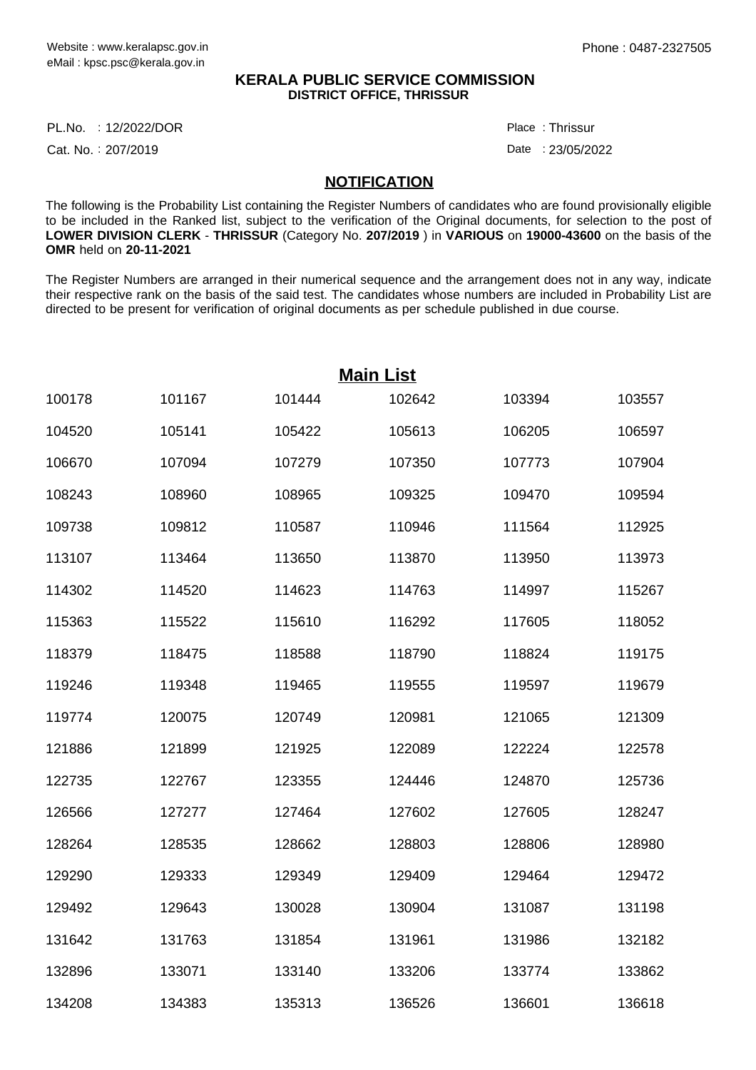Website : www.keralapsc.gov.in
eMail : kpsc.psc@kerala.gov.in

Phone : 0487-2327505

**KERALA PUBLIC SERVICE COMMISSION**
**DISTRICT OFFICE, THRISSUR**

PL.No. : 12/2022/DOR
Cat. No. : 207/2019

Place : Thrissur
Date : 23/05/2022

## NOTIFICATION

The following is the Probability List containing the Register Numbers of candidates who are found provisionally eligible to be included in the Ranked list, subject to the verification of the Original documents, for selection to the post of **LOWER DIVISION CLERK** - **THRISSUR** (Category No. **207/2019** ) in **VARIOUS** on **19000-43600** on the basis of the **OMR** held on **20-11-2021**

The Register Numbers are arranged in their numerical sequence and the arrangement does not in any way, indicate their respective rank on the basis of the said test. The candidates whose numbers are included in Probability List are directed to be present for verification of original documents as per schedule published in due course.

## Main List

| | | | | | |
|---|---|---|---|---|---|
| 100178 | 101167 | 101444 | 102642 | 103394 | 103557 |
| 104520 | 105141 | 105422 | 105613 | 106205 | 106597 |
| 106670 | 107094 | 107279 | 107350 | 107773 | 107904 |
| 108243 | 108960 | 108965 | 109325 | 109470 | 109594 |
| 109738 | 109812 | 110587 | 110946 | 111564 | 112925 |
| 113107 | 113464 | 113650 | 113870 | 113950 | 113973 |
| 114302 | 114520 | 114623 | 114763 | 114997 | 115267 |
| 115363 | 115522 | 115610 | 116292 | 117605 | 118052 |
| 118379 | 118475 | 118588 | 118790 | 118824 | 119175 |
| 119246 | 119348 | 119465 | 119555 | 119597 | 119679 |
| 119774 | 120075 | 120749 | 120981 | 121065 | 121309 |
| 121886 | 121899 | 121925 | 122089 | 122224 | 122578 |
| 122735 | 122767 | 123355 | 124446 | 124870 | 125736 |
| 126566 | 127277 | 127464 | 127602 | 127605 | 128247 |
| 128264 | 128535 | 128662 | 128803 | 128806 | 128980 |
| 129290 | 129333 | 129349 | 129409 | 129464 | 129472 |
| 129492 | 129643 | 130028 | 130904 | 131087 | 131198 |
| 131642 | 131763 | 131854 | 131961 | 131986 | 132182 |
| 132896 | 133071 | 133140 | 133206 | 133774 | 133862 |
| 134208 | 134383 | 135313 | 136526 | 136601 | 136618 |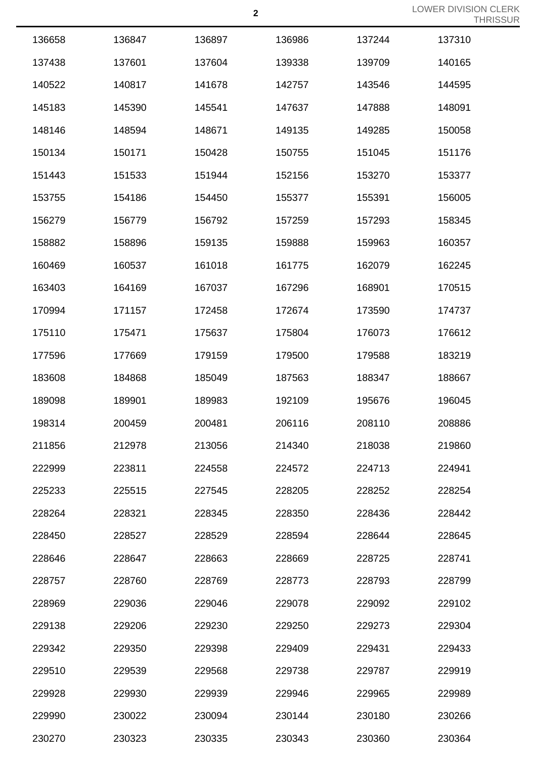| | | | | | |
|---|---|---|---|---|---|
| 136658 | 136847 | 136897 | 136986 | 137244 | 137310 |
| 137438 | 137601 | 137604 | 139338 | 139709 | 140165 |
| 140522 | 140817 | 141678 | 142757 | 143546 | 144595 |
| 145183 | 145390 | 145541 | 147637 | 147888 | 148091 |
| 148146 | 148594 | 148671 | 149135 | 149285 | 150058 |
| 150134 | 150171 | 150428 | 150755 | 151045 | 151176 |
| 151443 | 151533 | 151944 | 152156 | 153270 | 153377 |
| 153755 | 154186 | 154450 | 155377 | 155391 | 156005 |
| 156279 | 156779 | 156792 | 157259 | 157293 | 158345 |
| 158882 | 158896 | 159135 | 159888 | 159963 | 160357 |
| 160469 | 160537 | 161018 | 161775 | 162079 | 162245 |
| 163403 | 164169 | 167037 | 167296 | 168901 | 170515 |
| 170994 | 171157 | 172458 | 172674 | 173590 | 174737 |
| 175110 | 175471 | 175637 | 175804 | 176073 | 176612 |
| 177596 | 177669 | 179159 | 179500 | 179588 | 183219 |
| 183608 | 184868 | 185049 | 187563 | 188347 | 188667 |
| 189098 | 189901 | 189983 | 192109 | 195676 | 196045 |
| 198314 | 200459 | 200481 | 206116 | 208110 | 208886 |
| 211856 | 212978 | 213056 | 214340 | 218038 | 219860 |
| 222999 | 223811 | 224558 | 224572 | 224713 | 224941 |
| 225233 | 225515 | 227545 | 228205 | 228252 | 228254 |
| 228264 | 228321 | 228345 | 228350 | 228436 | 228442 |
| 228450 | 228527 | 228529 | 228594 | 228644 | 228645 |
| 228646 | 228647 | 228663 | 228669 | 228725 | 228741 |
| 228757 | 228760 | 228769 | 228773 | 228793 | 228799 |
| 228969 | 229036 | 229046 | 229078 | 229092 | 229102 |
| 229138 | 229206 | 229230 | 229250 | 229273 | 229304 |
| 229342 | 229350 | 229398 | 229409 | 229431 | 229433 |
| 229510 | 229539 | 229568 | 229738 | 229787 | 229919 |
| 229928 | 229930 | 229939 | 229946 | 229965 | 229989 |
| 229990 | 230022 | 230094 | 230144 | 230180 | 230266 |
| 230270 | 230323 | 230335 | 230343 | 230360 | 230364 |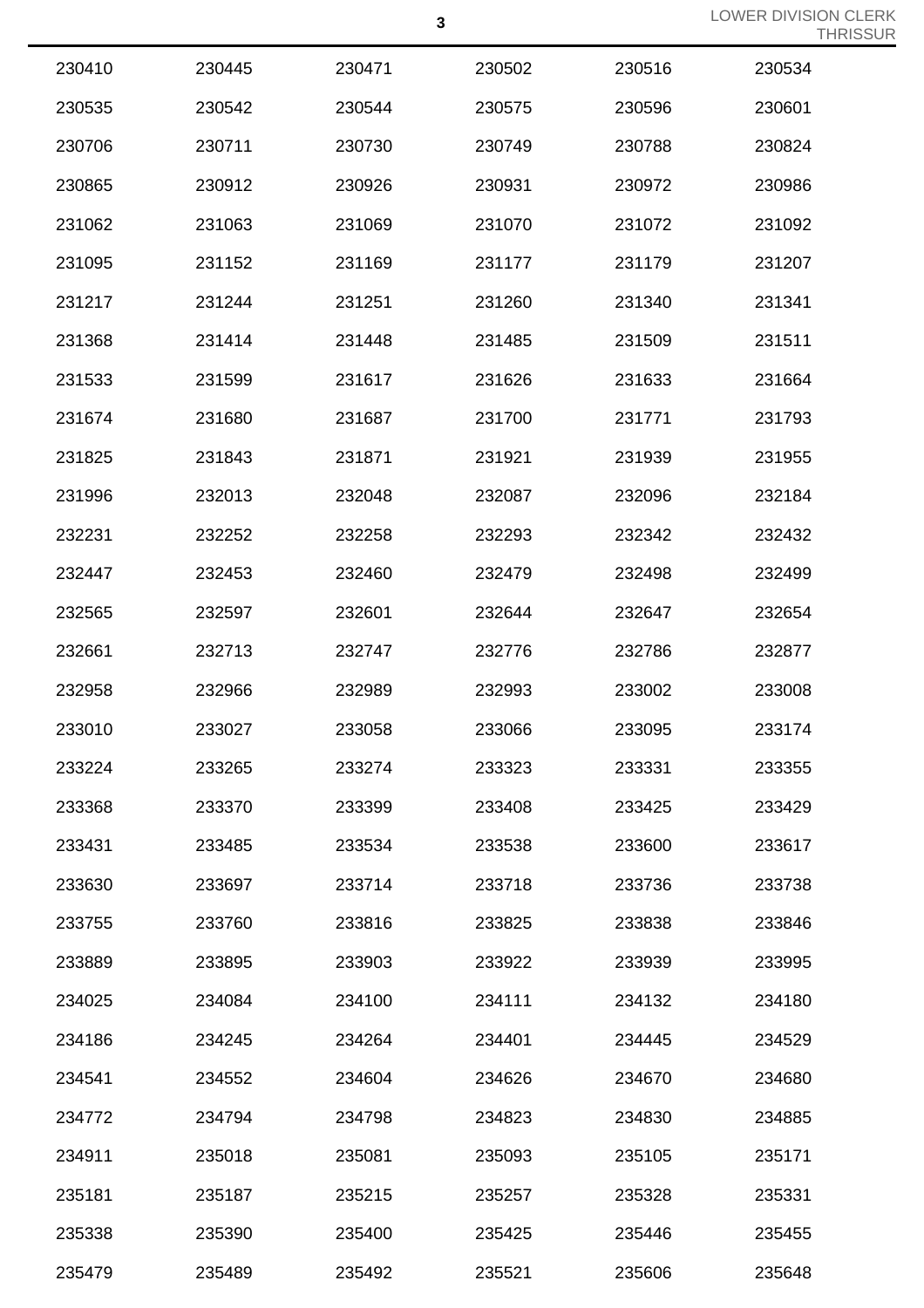| | | | | | |
|---|---|---|---|---|---|
| 230410 | 230445 | 230471 | 230502 | 230516 | 230534 |
| 230535 | 230542 | 230544 | 230575 | 230596 | 230601 |
| 230706 | 230711 | 230730 | 230749 | 230788 | 230824 |
| 230865 | 230912 | 230926 | 230931 | 230972 | 230986 |
| 231062 | 231063 | 231069 | 231070 | 231072 | 231092 |
| 231095 | 231152 | 231169 | 231177 | 231179 | 231207 |
| 231217 | 231244 | 231251 | 231260 | 231340 | 231341 |
| 231368 | 231414 | 231448 | 231485 | 231509 | 231511 |
| 231533 | 231599 | 231617 | 231626 | 231633 | 231664 |
| 231674 | 231680 | 231687 | 231700 | 231771 | 231793 |
| 231825 | 231843 | 231871 | 231921 | 231939 | 231955 |
| 231996 | 232013 | 232048 | 232087 | 232096 | 232184 |
| 232231 | 232252 | 232258 | 232293 | 232342 | 232432 |
| 232447 | 232453 | 232460 | 232479 | 232498 | 232499 |
| 232565 | 232597 | 232601 | 232644 | 232647 | 232654 |
| 232661 | 232713 | 232747 | 232776 | 232786 | 232877 |
| 232958 | 232966 | 232989 | 232993 | 233002 | 233008 |
| 233010 | 233027 | 233058 | 233066 | 233095 | 233174 |
| 233224 | 233265 | 233274 | 233323 | 233331 | 233355 |
| 233368 | 233370 | 233399 | 233408 | 233425 | 233429 |
| 233431 | 233485 | 233534 | 233538 | 233600 | 233617 |
| 233630 | 233697 | 233714 | 233718 | 233736 | 233738 |
| 233755 | 233760 | 233816 | 233825 | 233838 | 233846 |
| 233889 | 233895 | 233903 | 233922 | 233939 | 233995 |
| 234025 | 234084 | 234100 | 234111 | 234132 | 234180 |
| 234186 | 234245 | 234264 | 234401 | 234445 | 234529 |
| 234541 | 234552 | 234604 | 234626 | 234670 | 234680 |
| 234772 | 234794 | 234798 | 234823 | 234830 | 234885 |
| 234911 | 235018 | 235081 | 235093 | 235105 | 235171 |
| 235181 | 235187 | 235215 | 235257 | 235328 | 235331 |
| 235338 | 235390 | 235400 | 235425 | 235446 | 235455 |
| 235479 | 235489 | 235492 | 235521 | 235606 | 235648 |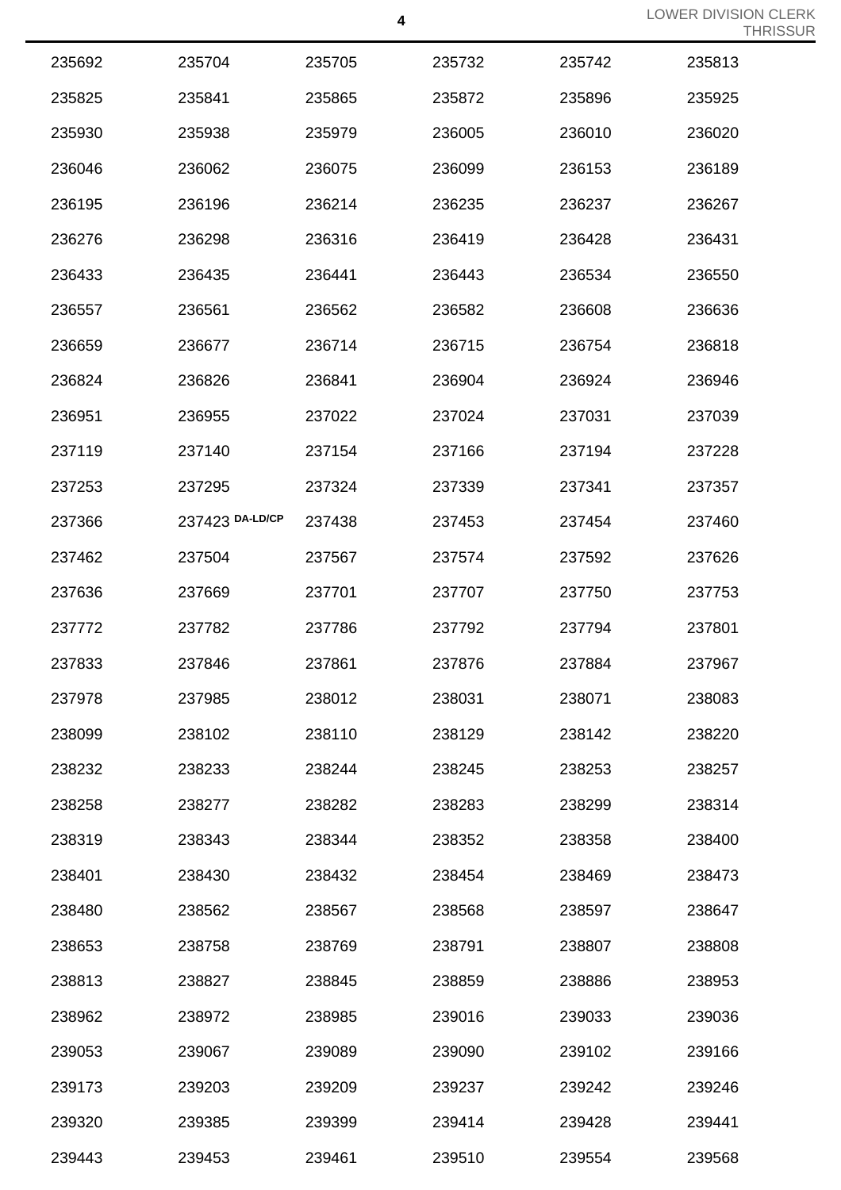| | | | | | |
|---|---|---|---|---|---|
| 235692 | 235704 | 235705 | 235732 | 235742 | 235813 |
| 235825 | 235841 | 235865 | 235872 | 235896 | 235925 |
| 235930 | 235938 | 235979 | 236005 | 236010 | 236020 |
| 236046 | 236062 | 236075 | 236099 | 236153 | 236189 |
| 236195 | 236196 | 236214 | 236235 | 236237 | 236267 |
| 236276 | 236298 | 236316 | 236419 | 236428 | 236431 |
| 236433 | 236435 | 236441 | 236443 | 236534 | 236550 |
| 236557 | 236561 | 236562 | 236582 | 236608 | 236636 |
| 236659 | 236677 | 236714 | 236715 | 236754 | 236818 |
| 236824 | 236826 | 236841 | 236904 | 236924 | 236946 |
| 236951 | 236955 | 237022 | 237024 | 237031 | 237039 |
| 237119 | 237140 | 237154 | 237166 | 237194 | 237228 |
| 237253 | 237295 | 237324 | 237339 | 237341 | 237357 |
| 237366 | 237423 DA-LD/CP | 237438 | 237453 | 237454 | 237460 |
| 237462 | 237504 | 237567 | 237574 | 237592 | 237626 |
| 237636 | 237669 | 237701 | 237707 | 237750 | 237753 |
| 237772 | 237782 | 237786 | 237792 | 237794 | 237801 |
| 237833 | 237846 | 237861 | 237876 | 237884 | 237967 |
| 237978 | 237985 | 238012 | 238031 | 238071 | 238083 |
| 238099 | 238102 | 238110 | 238129 | 238142 | 238220 |
| 238232 | 238233 | 238244 | 238245 | 238253 | 238257 |
| 238258 | 238277 | 238282 | 238283 | 238299 | 238314 |
| 238319 | 238343 | 238344 | 238352 | 238358 | 238400 |
| 238401 | 238430 | 238432 | 238454 | 238469 | 238473 |
| 238480 | 238562 | 238567 | 238568 | 238597 | 238647 |
| 238653 | 238758 | 238769 | 238791 | 238807 | 238808 |
| 238813 | 238827 | 238845 | 238859 | 238886 | 238953 |
| 238962 | 238972 | 238985 | 239016 | 239033 | 239036 |
| 239053 | 239067 | 239089 | 239090 | 239102 | 239166 |
| 239173 | 239203 | 239209 | 239237 | 239242 | 239246 |
| 239320 | 239385 | 239399 | 239414 | 239428 | 239441 |
| 239443 | 239453 | 239461 | 239510 | 239554 | 239568 |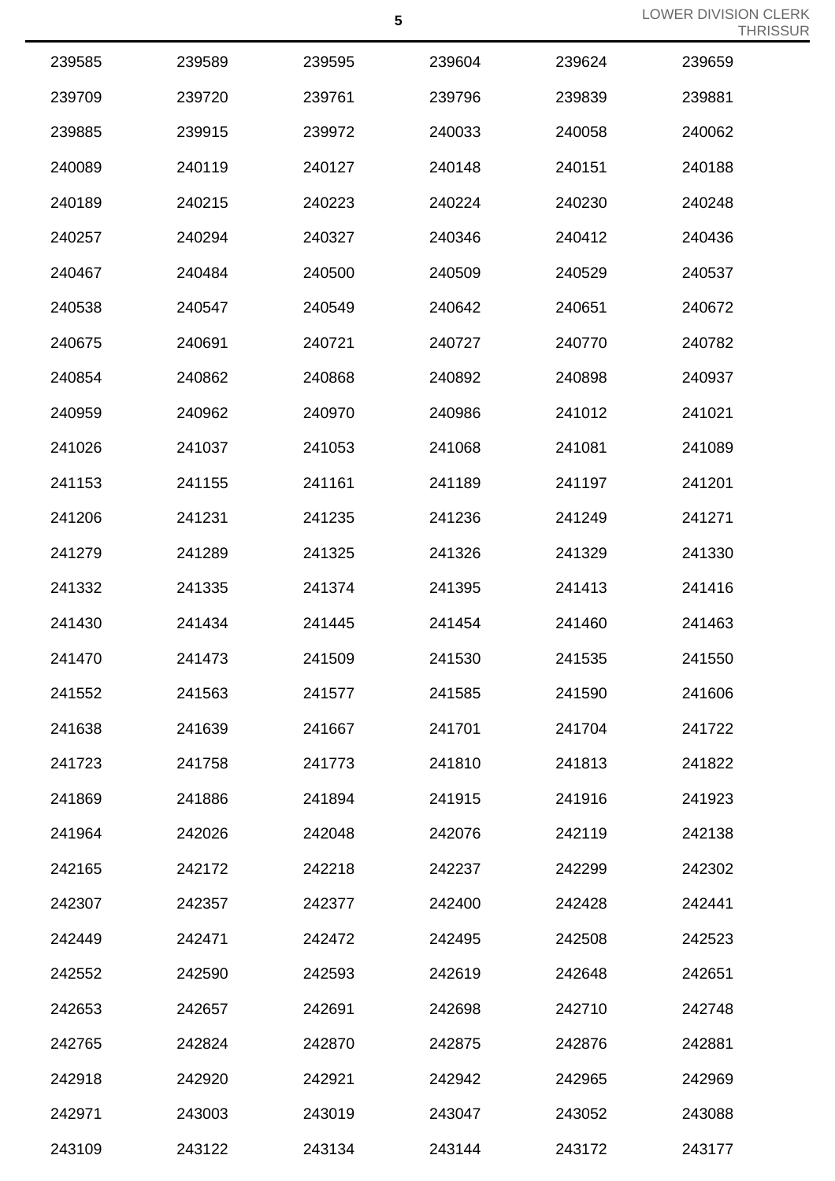| 239585 | 239589 | 239595 | 239604 | 239624 | 239659 |
|---|---|---|---|---|---|
| 239709 | 239720 | 239761 | 239796 | 239839 | 239881 |
| 239885 | 239915 | 239972 | 240033 | 240058 | 240062 |
| 240089 | 240119 | 240127 | 240148 | 240151 | 240188 |
| 240189 | 240215 | 240223 | 240224 | 240230 | 240248 |
| 240257 | 240294 | 240327 | 240346 | 240412 | 240436 |
| 240467 | 240484 | 240500 | 240509 | 240529 | 240537 |
| 240538 | 240547 | 240549 | 240642 | 240651 | 240672 |
| 240675 | 240691 | 240721 | 240727 | 240770 | 240782 |
| 240854 | 240862 | 240868 | 240892 | 240898 | 240937 |
| 240959 | 240962 | 240970 | 240986 | 241012 | 241021 |
| 241026 | 241037 | 241053 | 241068 | 241081 | 241089 |
| 241153 | 241155 | 241161 | 241189 | 241197 | 241201 |
| 241206 | 241231 | 241235 | 241236 | 241249 | 241271 |
| 241279 | 241289 | 241325 | 241326 | 241329 | 241330 |
| 241332 | 241335 | 241374 | 241395 | 241413 | 241416 |
| 241430 | 241434 | 241445 | 241454 | 241460 | 241463 |
| 241470 | 241473 | 241509 | 241530 | 241535 | 241550 |
| 241552 | 241563 | 241577 | 241585 | 241590 | 241606 |
| 241638 | 241639 | 241667 | 241701 | 241704 | 241722 |
| 241723 | 241758 | 241773 | 241810 | 241813 | 241822 |
| 241869 | 241886 | 241894 | 241915 | 241916 | 241923 |
| 241964 | 242026 | 242048 | 242076 | 242119 | 242138 |
| 242165 | 242172 | 242218 | 242237 | 242299 | 242302 |
| 242307 | 242357 | 242377 | 242400 | 242428 | 242441 |
| 242449 | 242471 | 242472 | 242495 | 242508 | 242523 |
| 242552 | 242590 | 242593 | 242619 | 242648 | 242651 |
| 242653 | 242657 | 242691 | 242698 | 242710 | 242748 |
| 242765 | 242824 | 242870 | 242875 | 242876 | 242881 |
| 242918 | 242920 | 242921 | 242942 | 242965 | 242969 |
| 242971 | 243003 | 243019 | 243047 | 243052 | 243088 |
| 243109 | 243122 | 243134 | 243144 | 243172 | 243177 |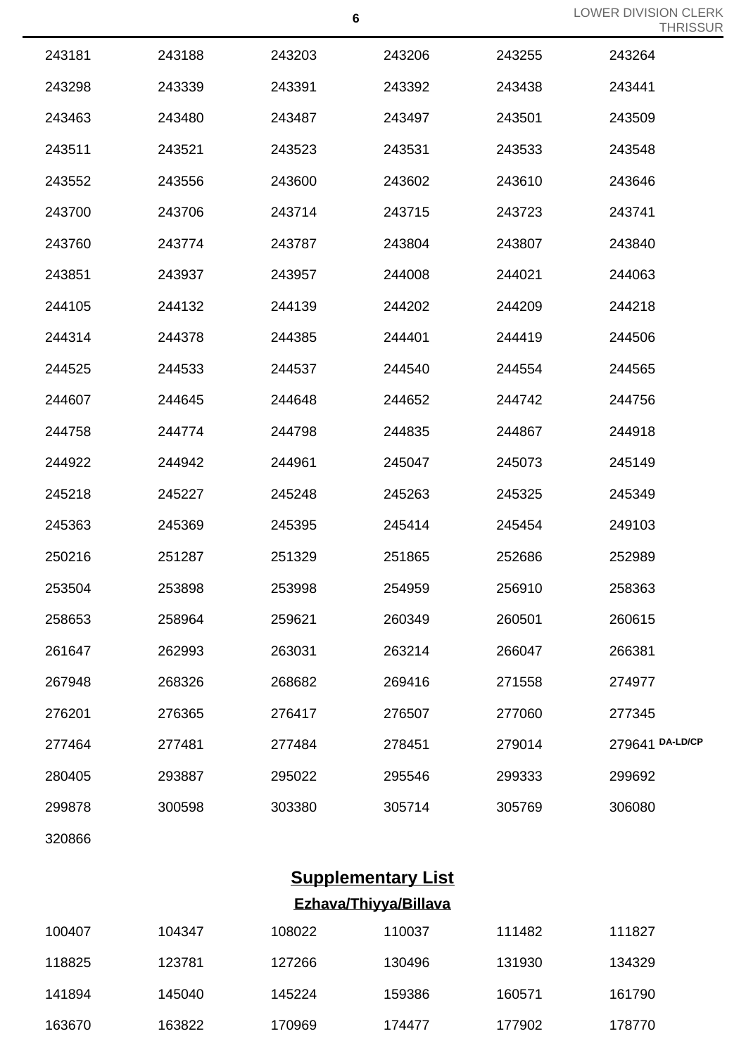| | | | | | |
|---|---|---|---|---|---|
| 243181 | 243188 | 243203 | 243206 | 243255 | 243264 |
| 243298 | 243339 | 243391 | 243392 | 243438 | 243441 |
| 243463 | 243480 | 243487 | 243497 | 243501 | 243509 |
| 243511 | 243521 | 243523 | 243531 | 243533 | 243548 |
| 243552 | 243556 | 243600 | 243602 | 243610 | 243646 |
| 243700 | 243706 | 243714 | 243715 | 243723 | 243741 |
| 243760 | 243774 | 243787 | 243804 | 243807 | 243840 |
| 243851 | 243937 | 243957 | 244008 | 244021 | 244063 |
| 244105 | 244132 | 244139 | 244202 | 244209 | 244218 |
| 244314 | 244378 | 244385 | 244401 | 244419 | 244506 |
| 244525 | 244533 | 244537 | 244540 | 244554 | 244565 |
| 244607 | 244645 | 244648 | 244652 | 244742 | 244756 |
| 244758 | 244774 | 244798 | 244835 | 244867 | 244918 |
| 244922 | 244942 | 244961 | 245047 | 245073 | 245149 |
| 245218 | 245227 | 245248 | 245263 | 245325 | 245349 |
| 245363 | 245369 | 245395 | 245414 | 245454 | 249103 |
| 250216 | 251287 | 251329 | 251865 | 252686 | 252989 |
| 253504 | 253898 | 253998 | 254959 | 256910 | 258363 |
| 258653 | 258964 | 259621 | 260349 | 260501 | 260615 |
| 261647 | 262993 | 263031 | 263214 | 266047 | 266381 |
| 267948 | 268326 | 268682 | 269416 | 271558 | 274977 |
| 276201 | 276365 | 276417 | 276507 | 277060 | 277345 |
| 277464 | 277481 | 277484 | 278451 | 279014 | 279641 DA-LD/CP |
| 280405 | 293887 | 295022 | 295546 | 299333 | 299692 |
| 299878 | 300598 | 303380 | 305714 | 305769 | 306080 |
| 320866 | | | | | |

## Supplementary List

### Ezhava/Thiyya/Billava

| | | | | | |
|---|---|---|---|---|---|
| 100407 | 104347 | 108022 | 110037 | 111482 | 111827 |
| 118825 | 123781 | 127266 | 130496 | 131930 | 134329 |
| 141894 | 145040 | 145224 | 159386 | 160571 | 161790 |
| 163670 | 163822 | 170969 | 174477 | 177902 | 178770 |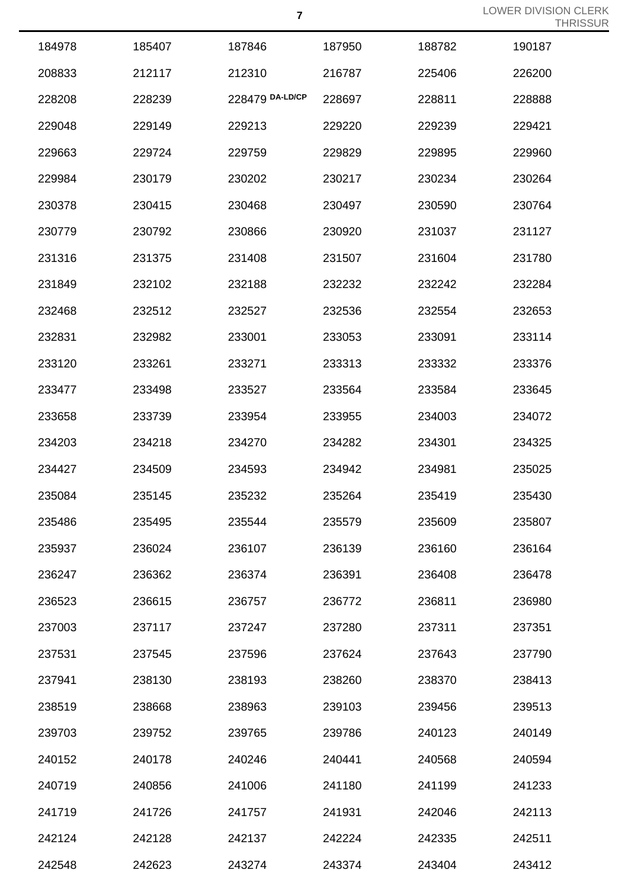| | | | | | |
|---|---|---|---|---|---|
| 184978 | 185407 | 187846 | 187950 | 188782 | 190187 |
| 208833 | 212117 | 212310 | 216787 | 225406 | 226200 |
| 228208 | 228239 | 228479 DA-LD/CP | 228697 | 228811 | 228888 |
| 229048 | 229149 | 229213 | 229220 | 229239 | 229421 |
| 229663 | 229724 | 229759 | 229829 | 229895 | 229960 |
| 229984 | 230179 | 230202 | 230217 | 230234 | 230264 |
| 230378 | 230415 | 230468 | 230497 | 230590 | 230764 |
| 230779 | 230792 | 230866 | 230920 | 231037 | 231127 |
| 231316 | 231375 | 231408 | 231507 | 231604 | 231780 |
| 231849 | 232102 | 232188 | 232232 | 232242 | 232284 |
| 232468 | 232512 | 232527 | 232536 | 232554 | 232653 |
| 232831 | 232982 | 233001 | 233053 | 233091 | 233114 |
| 233120 | 233261 | 233271 | 233313 | 233332 | 233376 |
| 233477 | 233498 | 233527 | 233564 | 233584 | 233645 |
| 233658 | 233739 | 233954 | 233955 | 234003 | 234072 |
| 234203 | 234218 | 234270 | 234282 | 234301 | 234325 |
| 234427 | 234509 | 234593 | 234942 | 234981 | 235025 |
| 235084 | 235145 | 235232 | 235264 | 235419 | 235430 |
| 235486 | 235495 | 235544 | 235579 | 235609 | 235807 |
| 235937 | 236024 | 236107 | 236139 | 236160 | 236164 |
| 236247 | 236362 | 236374 | 236391 | 236408 | 236478 |
| 236523 | 236615 | 236757 | 236772 | 236811 | 236980 |
| 237003 | 237117 | 237247 | 237280 | 237311 | 237351 |
| 237531 | 237545 | 237596 | 237624 | 237643 | 237790 |
| 237941 | 238130 | 238193 | 238260 | 238370 | 238413 |
| 238519 | 238668 | 238963 | 239103 | 239456 | 239513 |
| 239703 | 239752 | 239765 | 239786 | 240123 | 240149 |
| 240152 | 240178 | 240246 | 240441 | 240568 | 240594 |
| 240719 | 240856 | 241006 | 241180 | 241199 | 241233 |
| 241719 | 241726 | 241757 | 241931 | 242046 | 242113 |
| 242124 | 242128 | 242137 | 242224 | 242335 | 242511 |
| 242548 | 242623 | 243274 | 243374 | 243404 | 243412 |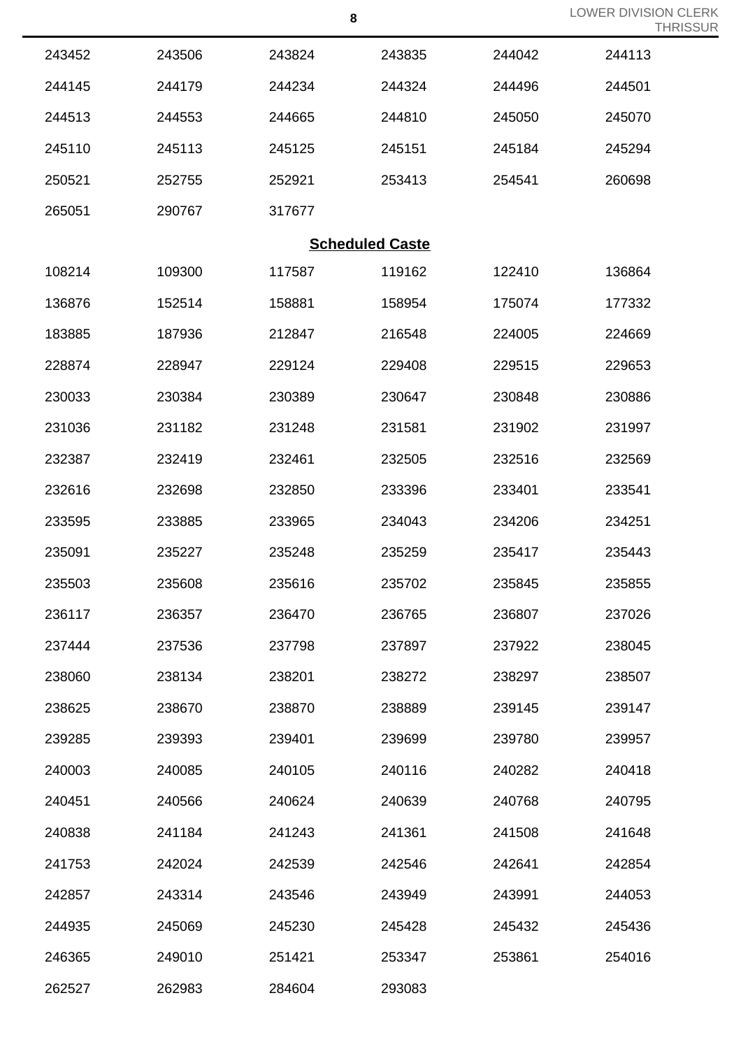| | | | | | |
|---|---|---|---|---|---|
| 243452 | 243506 | 243824 | 243835 | 244042 | 244113 |
| 244145 | 244179 | 244234 | 244324 | 244496 | 244501 |
| 244513 | 244553 | 244665 | 244810 | 245050 | 245070 |
| 245110 | 245113 | 245125 | 245151 | 245184 | 245294 |
| 250521 | 252755 | 252921 | 253413 | 254541 | 260698 |
| 265051 | 290767 | 317677 | | | |

**Scheduled Caste**

| | | | | | |
|---|---|---|---|---|---|
| 108214 | 109300 | 117587 | 119162 | 122410 | 136864 |
| 136876 | 152514 | 158881 | 158954 | 175074 | 177332 |
| 183885 | 187936 | 212847 | 216548 | 224005 | 224669 |
| 228874 | 228947 | 229124 | 229408 | 229515 | 229653 |
| 230033 | 230384 | 230389 | 230647 | 230848 | 230886 |
| 231036 | 231182 | 231248 | 231581 | 231902 | 231997 |
| 232387 | 232419 | 232461 | 232505 | 232516 | 232569 |
| 232616 | 232698 | 232850 | 233396 | 233401 | 233541 |
| 233595 | 233885 | 233965 | 234043 | 234206 | 234251 |
| 235091 | 235227 | 235248 | 235259 | 235417 | 235443 |
| 235503 | 235608 | 235616 | 235702 | 235845 | 235855 |
| 236117 | 236357 | 236470 | 236765 | 236807 | 237026 |
| 237444 | 237536 | 237798 | 237897 | 237922 | 238045 |
| 238060 | 238134 | 238201 | 238272 | 238297 | 238507 |
| 238625 | 238670 | 238870 | 238889 | 239145 | 239147 |
| 239285 | 239393 | 239401 | 239699 | 239780 | 239957 |
| 240003 | 240085 | 240105 | 240116 | 240282 | 240418 |
| 240451 | 240566 | 240624 | 240639 | 240768 | 240795 |
| 240838 | 241184 | 241243 | 241361 | 241508 | 241648 |
| 241753 | 242024 | 242539 | 242546 | 242641 | 242854 |
| 242857 | 243314 | 243546 | 243949 | 243991 | 244053 |
| 244935 | 245069 | 245230 | 245428 | 245432 | 245436 |
| 246365 | 249010 | 251421 | 253347 | 253861 | 254016 |
| 262527 | 262983 | 284604 | 293083 | | |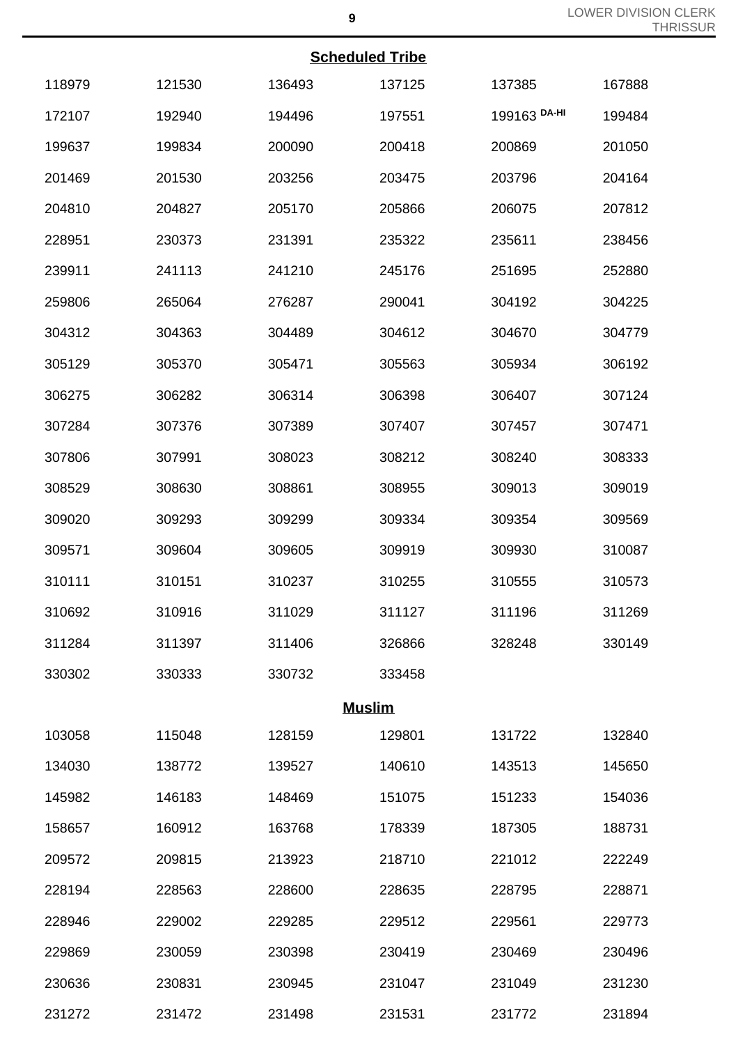**Scheduled Tribe**

| | | | | | |
|---|---|---|---|---|---|
| 118979 | 121530 | 136493 | 137125 | 137385 | 167888 |
| 172107 | 192940 | 194496 | 197551 | 199163 DA-HI | 199484 |
| 199637 | 199834 | 200090 | 200418 | 200869 | 201050 |
| 201469 | 201530 | 203256 | 203475 | 203796 | 204164 |
| 204810 | 204827 | 205170 | 205866 | 206075 | 207812 |
| 228951 | 230373 | 231391 | 235322 | 235611 | 238456 |
| 239911 | 241113 | 241210 | 245176 | 251695 | 252880 |
| 259806 | 265064 | 276287 | 290041 | 304192 | 304225 |
| 304312 | 304363 | 304489 | 304612 | 304670 | 304779 |
| 305129 | 305370 | 305471 | 305563 | 305934 | 306192 |
| 306275 | 306282 | 306314 | 306398 | 306407 | 307124 |
| 307284 | 307376 | 307389 | 307407 | 307457 | 307471 |
| 307806 | 307991 | 308023 | 308212 | 308240 | 308333 |
| 308529 | 308630 | 308861 | 308955 | 309013 | 309019 |
| 309020 | 309293 | 309299 | 309334 | 309354 | 309569 |
| 309571 | 309604 | 309605 | 309919 | 309930 | 310087 |
| 310111 | 310151 | 310237 | 310255 | 310555 | 310573 |
| 310692 | 310916 | 311029 | 311127 | 311196 | 311269 |
| 311284 | 311397 | 311406 | 326866 | 328248 | 330149 |
| 330302 | 330333 | 330732 | 333458 | | |

**Muslim**

| | | | | | |
|---|---|---|---|---|---|
| 103058 | 115048 | 128159 | 129801 | 131722 | 132840 |
| 134030 | 138772 | 139527 | 140610 | 143513 | 145650 |
| 145982 | 146183 | 148469 | 151075 | 151233 | 154036 |
| 158657 | 160912 | 163768 | 178339 | 187305 | 188731 |
| 209572 | 209815 | 213923 | 218710 | 221012 | 222249 |
| 228194 | 228563 | 228600 | 228635 | 228795 | 228871 |
| 228946 | 229002 | 229285 | 229512 | 229561 | 229773 |
| 229869 | 230059 | 230398 | 230419 | 230469 | 230496 |
| 230636 | 230831 | 230945 | 231047 | 231049 | 231230 |
| 231272 | 231472 | 231498 | 231531 | 231772 | 231894 |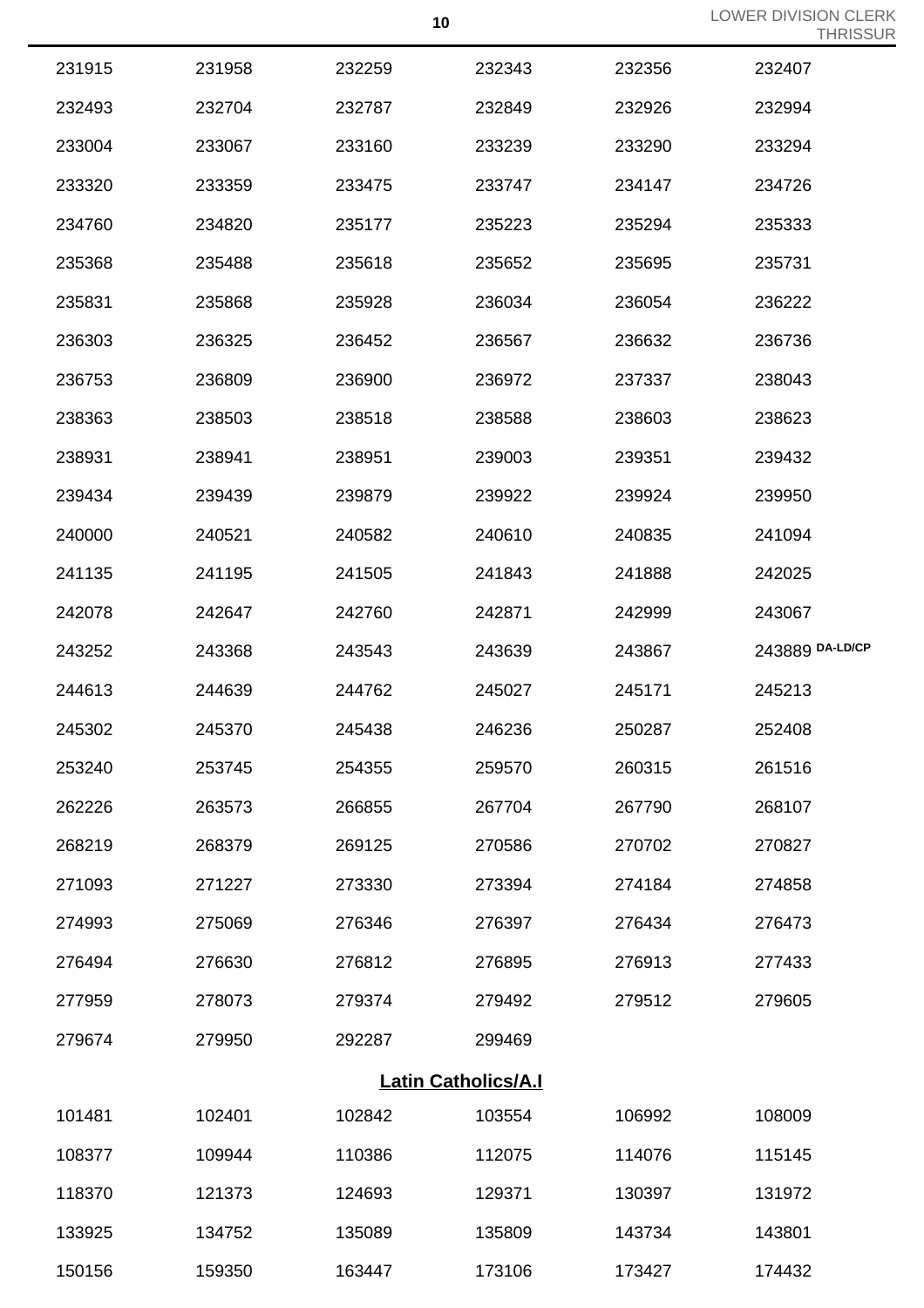| | | | | | |
|---|---|---|---|---|---|
| 231915 | 231958 | 232259 | 232343 | 232356 | 232407 |
| 232493 | 232704 | 232787 | 232849 | 232926 | 232994 |
| 233004 | 233067 | 233160 | 233239 | 233290 | 233294 |
| 233320 | 233359 | 233475 | 233747 | 234147 | 234726 |
| 234760 | 234820 | 235177 | 235223 | 235294 | 235333 |
| 235368 | 235488 | 235618 | 235652 | 235695 | 235731 |
| 235831 | 235868 | 235928 | 236034 | 236054 | 236222 |
| 236303 | 236325 | 236452 | 236567 | 236632 | 236736 |
| 236753 | 236809 | 236900 | 236972 | 237337 | 238043 |
| 238363 | 238503 | 238518 | 238588 | 238603 | 238623 |
| 238931 | 238941 | 238951 | 239003 | 239351 | 239432 |
| 239434 | 239439 | 239879 | 239922 | 239924 | 239950 |
| 240000 | 240521 | 240582 | 240610 | 240835 | 241094 |
| 241135 | 241195 | 241505 | 241843 | 241888 | 242025 |
| 242078 | 242647 | 242760 | 242871 | 242999 | 243067 |
| 243252 | 243368 | 243543 | 243639 | 243867 | 243889 DA-LD/CP |
| 244613 | 244639 | 244762 | 245027 | 245171 | 245213 |
| 245302 | 245370 | 245438 | 246236 | 250287 | 252408 |
| 253240 | 253745 | 254355 | 259570 | 260315 | 261516 |
| 262226 | 263573 | 266855 | 267704 | 267790 | 268107 |
| 268219 | 268379 | 269125 | 270586 | 270702 | 270827 |
| 271093 | 271227 | 273330 | 273394 | 274184 | 274858 |
| 274993 | 275069 | 276346 | 276397 | 276434 | 276473 |
| 276494 | 276630 | 276812 | 276895 | 276913 | 277433 |
| 277959 | 278073 | 279374 | 279492 | 279512 | 279605 |
| 279674 | 279950 | 292287 | 299469 | | |

## Latin Catholics/A.I

| | | | | | |
|---|---|---|---|---|---|
| 101481 | 102401 | 102842 | 103554 | 106992 | 108009 |
| 108377 | 109944 | 110386 | 112075 | 114076 | 115145 |
| 118370 | 121373 | 124693 | 129371 | 130397 | 131972 |
| 133925 | 134752 | 135089 | 135809 | 143734 | 143801 |
| 150156 | 159350 | 163447 | 173106 | 173427 | 174432 |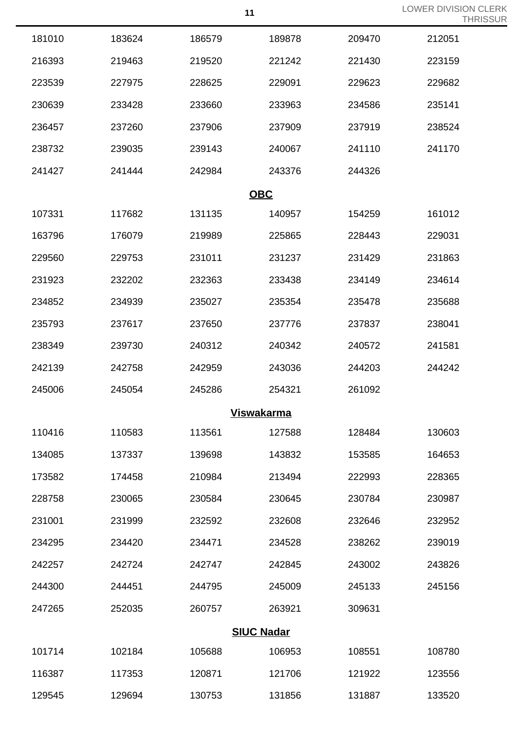| | | | | | |
|---|---|---|---|---|---|
| 181010 | 183624 | 186579 | 189878 | 209470 | 212051 |
| 216393 | 219463 | 219520 | 221242 | 221430 | 223159 |
| 223539 | 227975 | 228625 | 229091 | 229623 | 229682 |
| 230639 | 233428 | 233660 | 233963 | 234586 | 235141 |
| 236457 | 237260 | 237906 | 237909 | 237919 | 238524 |
| 238732 | 239035 | 239143 | 240067 | 241110 | 241170 |
| 241427 | 241444 | 242984 | 243376 | 244326 | |

## OBC

| | | | | | |
|---|---|---|---|---|---|
| 107331 | 117682 | 131135 | 140957 | 154259 | 161012 |
| 163796 | 176079 | 219989 | 225865 | 228443 | 229031 |
| 229560 | 229753 | 231011 | 231237 | 231429 | 231863 |
| 231923 | 232202 | 232363 | 233438 | 234149 | 234614 |
| 234852 | 234939 | 235027 | 235354 | 235478 | 235688 |
| 235793 | 237617 | 237650 | 237776 | 237837 | 238041 |
| 238349 | 239730 | 240312 | 240342 | 240572 | 241581 |
| 242139 | 242758 | 242959 | 243036 | 244203 | 244242 |
| 245006 | 245054 | 245286 | 254321 | 261092 | |

## Viswakarma

| | | | | | |
|---|---|---|---|---|---|
| 110416 | 110583 | 113561 | 127588 | 128484 | 130603 |
| 134085 | 137337 | 139698 | 143832 | 153585 | 164653 |
| 173582 | 174458 | 210984 | 213494 | 222993 | 228365 |
| 228758 | 230065 | 230584 | 230645 | 230784 | 230987 |
| 231001 | 231999 | 232592 | 232608 | 232646 | 232952 |
| 234295 | 234420 | 234471 | 234528 | 238262 | 239019 |
| 242257 | 242724 | 242747 | 242845 | 243002 | 243826 |
| 244300 | 244451 | 244795 | 245009 | 245133 | 245156 |
| 247265 | 252035 | 260757 | 263921 | 309631 | |

## SIUC Nadar

| | | | | | |
|---|---|---|---|---|---|
| 101714 | 102184 | 105688 | 106953 | 108551 | 108780 |
| 116387 | 117353 | 120871 | 121706 | 121922 | 123556 |
| 129545 | 129694 | 130753 | 131856 | 131887 | 133520 |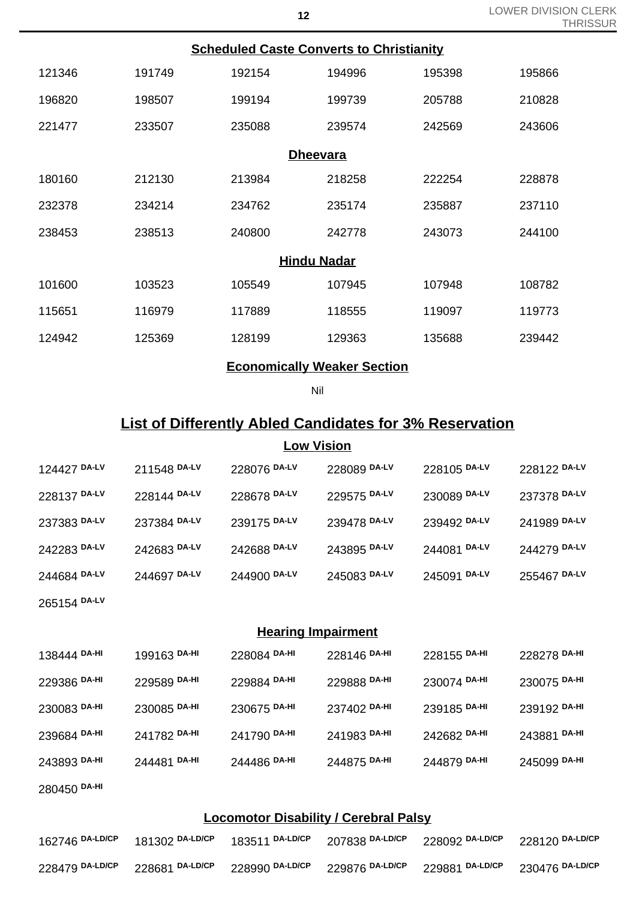### Scheduled Caste Converts to Christianity

| | | | | | |
|---|---|---|---|---|---|
| 121346 | 191749 | 192154 | 194996 | 195398 | 195866 |
| 196820 | 198507 | 199194 | 199739 | 205788 | 210828 |
| 221477 | 233507 | 235088 | 239574 | 242569 | 243606 |

### Dheevara

| | | | | | |
|---|---|---|---|---|---|
| 180160 | 212130 | 213984 | 218258 | 222254 | 228878 |
| 232378 | 234214 | 234762 | 235174 | 235887 | 237110 |
| 238453 | 238513 | 240800 | 242778 | 243073 | 244100 |

### Hindu Nadar

| | | | | | |
|---|---|---|---|---|---|
| 101600 | 103523 | 105549 | 107945 | 107948 | 108782 |
| 115651 | 116979 | 117889 | 118555 | 119097 | 119773 |
| 124942 | 125369 | 128199 | 129363 | 135688 | 239442 |

### Economically Weaker Section

Nil

## List of Differently Abled Candidates for 3% Reservation

### Low Vision

| | | | | | |
|---|---|---|---|---|---|
| 124427 DA-LV | 211548 DA-LV | 228076 DA-LV | 228089 DA-LV | 228105 DA-LV | 228122 DA-LV |
| 228137 DA-LV | 228144 DA-LV | 228678 DA-LV | 229575 DA-LV | 230089 DA-LV | 237378 DA-LV |
| 237383 DA-LV | 237384 DA-LV | 239175 DA-LV | 239478 DA-LV | 239492 DA-LV | 241989 DA-LV |
| 242283 DA-LV | 242683 DA-LV | 242688 DA-LV | 243895 DA-LV | 244081 DA-LV | 244279 DA-LV |
| 244684 DA-LV | 244697 DA-LV | 244900 DA-LV | 245083 DA-LV | 245091 DA-LV | 255467 DA-LV |
| 265154 DA-LV | | | | | |

### Hearing Impairment

| | | | | | |
|---|---|---|---|---|---|
| 138444 DA-HI | 199163 DA-HI | 228084 DA-HI | 228146 DA-HI | 228155 DA-HI | 228278 DA-HI |
| 229386 DA-HI | 229589 DA-HI | 229884 DA-HI | 229888 DA-HI | 230074 DA-HI | 230075 DA-HI |
| 230083 DA-HI | 230085 DA-HI | 230675 DA-HI | 237402 DA-HI | 239185 DA-HI | 239192 DA-HI |
| 239684 DA-HI | 241782 DA-HI | 241790 DA-HI | 241983 DA-HI | 242682 DA-HI | 243881 DA-HI |
| 243893 DA-HI | 244481 DA-HI | 244486 DA-HI | 244875 DA-HI | 244879 DA-HI | 245099 DA-HI |
| 280450 DA-HI | | | | | |

### Locomotor Disability / Cerebral Palsy

| | | | | | |
|---|---|---|---|---|---|
| 162746 DA-LD/CP | 181302 DA-LD/CP | 183511 DA-LD/CP | 207838 DA-LD/CP | 228092 DA-LD/CP | 228120 DA-LD/CP |
| 228479 DA-LD/CP | 228681 DA-LD/CP | 228990 DA-LD/CP | 229876 DA-LD/CP | 229881 DA-LD/CP | 230476 DA-LD/CP |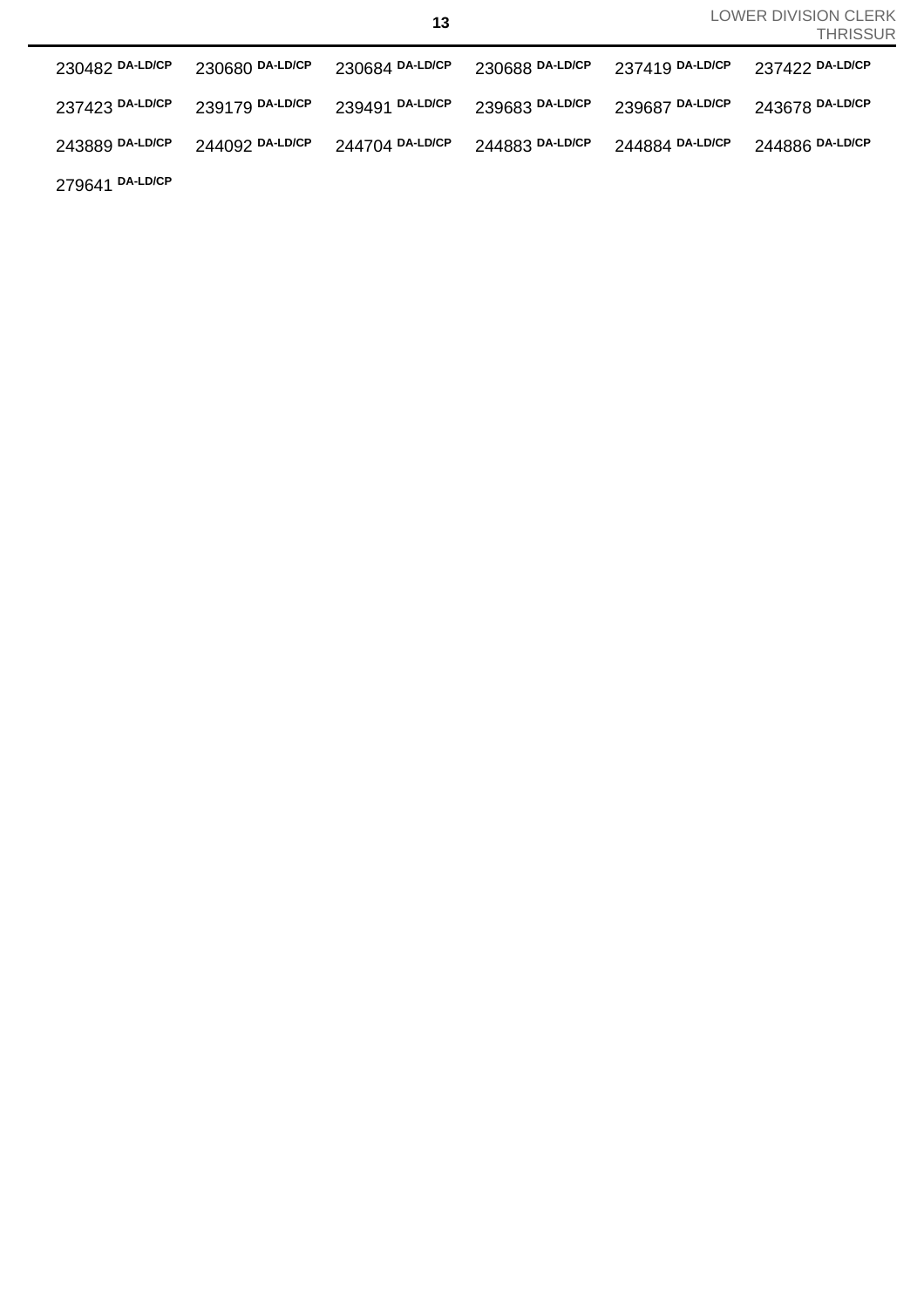230482 DA-LD/CP 230680 DA-LD/CP 230684 DA-LD/CP 230688 DA-LD/CP 237419 DA-LD/CP 237422 DA-LD/CP

237423 DA-LD/CP 239179 DA-LD/CP 239491 DA-LD/CP 239683 DA-LD/CP 239687 DA-LD/CP 243678 DA-LD/CP

243889 DA-LD/CP 244092 DA-LD/CP 244704 DA-LD/CP 244883 DA-LD/CP 244884 DA-LD/CP 244886 DA-LD/CP

279641 DA-LD/CP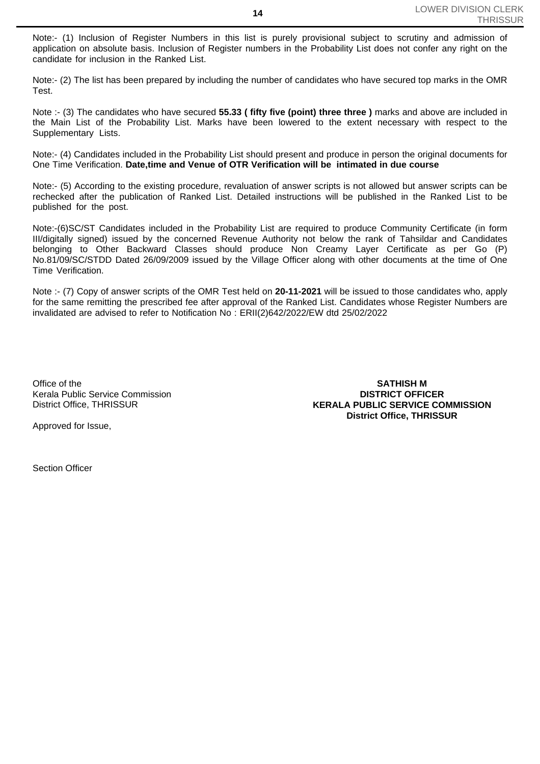Note:- (1) Inclusion of Register Numbers in this list is purely provisional subject to scrutiny and admission of application on absolute basis. Inclusion of Register numbers in the Probability List does not confer any right on the candidate for inclusion in the Ranked List.

Note:- (2) The list has been prepared by including the number of candidates who have secured top marks in the OMR Test.

Note :- (3) The candidates who have secured **55.33 ( fifty five (point) three three )** marks and above are included in the Main List of the Probability List. Marks have been lowered to the extent necessary with respect to the Supplementary Lists.

Note:- (4) Candidates included in the Probability List should present and produce in person the original documents for One Time Verification. **Date,time and Venue of OTR Verification will be intimated in due course**

Note:- (5) According to the existing procedure, revaluation of answer scripts is not allowed but answer scripts can be rechecked after the publication of Ranked List. Detailed instructions will be published in the Ranked List to be published for the post.

Note:-(6)SC/ST Candidates included in the Probability List are required to produce Community Certificate (in form III/digitally signed) issued by the concerned Revenue Authority not below the rank of Tahsildar and Candidates belonging to Other Backward Classes should produce Non Creamy Layer Certificate as per Go (P) No.81/09/SC/STDD Dated 26/09/2009 issued by the Village Officer along with other documents at the time of One Time Verification.

Note :- (7) Copy of answer scripts of the OMR Test held on **20-11-2021** will be issued to those candidates who, apply for the same remitting the prescribed fee after approval of the Ranked List. Candidates whose Register Numbers are invalidated are advised to refer to Notification No : ERII(2)642/2022/EW dtd 25/02/2022

Office of the
Kerala Public Service Commission
District Office, THRISSUR

**SATHISH M**
**DISTRICT OFFICER**
**KERALA PUBLIC SERVICE COMMISSION**
**District Office, THRISSUR**

Approved for Issue,

Section Officer